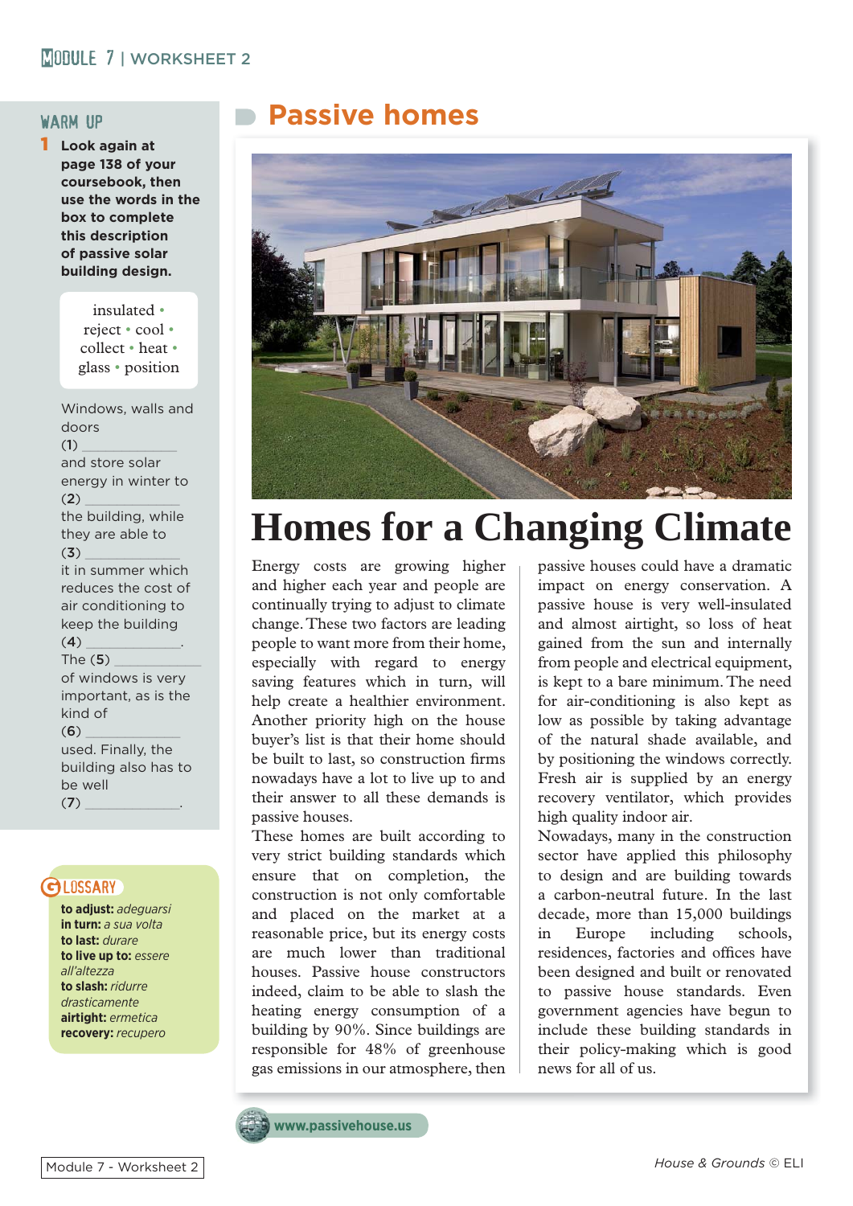# Passive homes

## WARM UP

**1 Look again at page 138 of your coursebook, then use the words in the box to complete this description of passive solar building design.**

insulated • reject • cool • collect • heat • glass • position

Windows, walls and doors (1) ____________ and store solar energy in winter to (2) ____________ the building, while they are able to (3) ____________ it in summer which reduces the cost of air conditioning to keep the building (4) ____________. The (5) ____________ of windows is very important, as is the kind of (6) ____________ used. Finally, the building also has to be well (7) ____________.

## GLOSSARY

**to adjust:** *adeguarsi*
**in turn:** *a sua volta*
**to last:** *durare*
**to live up to:** *essere all'altezza*
**to slash:** *ridurre drasticamente*
**airtight:** *ermetica*
**recovery:** *recupero*

# Homes for a Changing Climate

Energy costs are growing higher and higher each year and people are continually trying to adjust to climate change. These two factors are leading people to want more from their home, especially with regard to energy saving features which in turn, will help create a healthier environment. Another priority high on the house buyer's list is that their home should be built to last, so construction firms nowadays have a lot to live up to and their answer to all these demands is passive houses.

These homes are built according to very strict building standards which ensure that on completion, the construction is not only comfortable and placed on the market at a reasonable price, but its energy costs are much lower than traditional houses. Passive house constructors indeed, claim to be able to slash the heating energy consumption of a building by 90%. Since buildings are responsible for 48% of greenhouse gas emissions in our atmosphere, then passive houses could have a dramatic impact on energy conservation. A passive house is very well-insulated and almost airtight, so loss of heat gained from the sun and internally from people and electrical equipment, is kept to a bare minimum. The need for air-conditioning is also kept as low as possible by taking advantage of the natural shade available, and by positioning the windows correctly. Fresh air is supplied by an energy recovery ventilator, which provides high quality indoor air.

Nowadays, many in the construction sector have applied this philosophy to design and are building towards a carbon-neutral future. In the last decade, more than 15,000 buildings in Europe including schools, residences, factories and offices have been designed and built or renovated to passive house standards. Even government agencies have begun to include these building standards in their policy-making which is good news for all of us.

www.passivehouse.us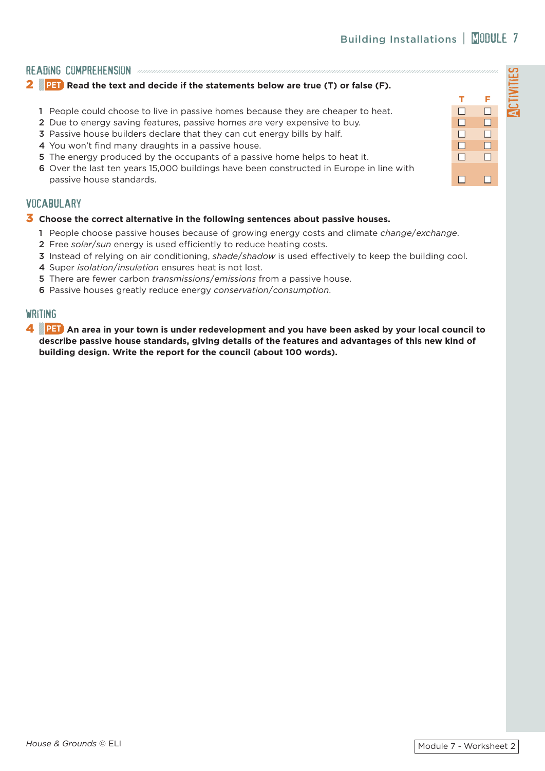## READING COMPREHENSION

**2** PET **Read the text and decide if the statements below are true (T) or false (F).**

| | | T | F |
|---|---|---|---|
| 1 | People could choose to live in passive homes because they are cheaper to heat. | ☐ | ☐ |
| 2 | Due to energy saving features, passive homes are very expensive to buy. | ☐ | ☐ |
| 3 | Passive house builders declare that they can cut energy bills by half. | ☐ | ☐ |
| 4 | You won't find many draughts in a passive house. | ☐ | ☐ |
| 5 | The energy produced by the occupants of a passive home helps to heat it. | ☐ | ☐ |
| 6 | Over the last ten years 15,000 buildings have been constructed in Europe in line with passive house standards. | ☐ | ☐ |

## VOCABULARY

**3 Choose the correct alternative in the following sentences about passive houses.**

1 People choose passive houses because of growing energy costs and climate *change/exchange*.
2 Free *solar/sun* energy is used efficiently to reduce heating costs.
3 Instead of relying on air conditioning, *shade/shadow* is used effectively to keep the building cool.
4 Super *isolation/insulation* ensures heat is not lost.
5 There are fewer carbon *transmissions/emissions* from a passive house.
6 Passive houses greatly reduce energy *conservation/consumption*.

## WRITING

**4** PET **An area in your town is under redevelopment and you have been asked by your local council to describe passive house standards, giving details of the features and advantages of this new kind of building design. Write the report for the council (about 100 words).**